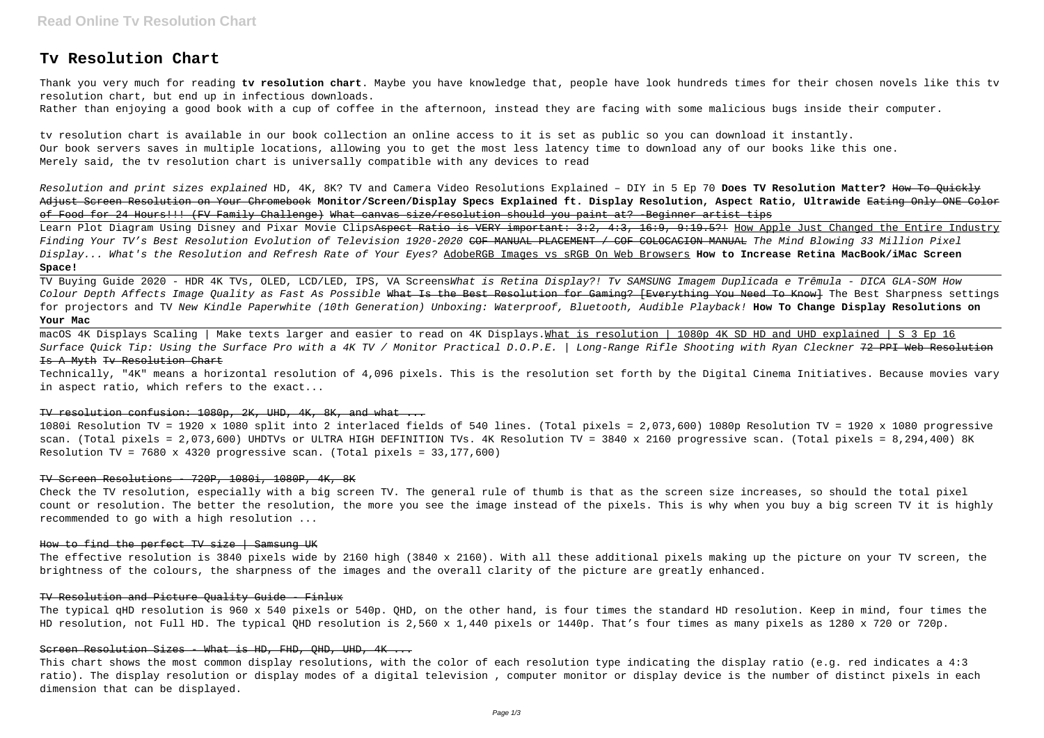# Tv Resolution Chart

Thank you very much for reading **tv resolution chart**. Maybe you have knowledge that, people have look hundreds times for their chosen novels like this tv resolution chart, but end up in infectious downloads.

Rather than enjoying a good book with a cup of coffee in the afternoon, instead they are facing with some malicious bugs inside their computer.

tv resolution chart is available in our book collection an online access to it is set as public so you can download it instantly.
Our book servers saves in multiple locations, allowing you to get the most less latency time to download any of our books like this one.
Merely said, the tv resolution chart is universally compatible with any devices to read

*Resolution and print sizes explained* HD, 4K, 8K? TV and Camera Video Resolutions Explained – DIY in 5 Ep 70 **Does TV Resolution Matter?** How To Quickly Adjust Screen Resolution on Your Chromebook **Monitor/Screen/Display Specs Explained ft. Display Resolution, Aspect Ratio, Ultrawide** ~~Eating Only ONE Color of Food for 24 Hours!!! (FV Family Challenge)~~ What canvas size/resolution should you paint at? -Beginner artist tips

Learn Plot Diagram Using Disney and Pixar Movie Clips~~Aspect Ratio is VERY important: 3:2, 4:3, 16:9, 9:19.5?!~~ How Apple Just Changed the Entire Industry *Finding Your TV's Best Resolution Evolution of Television 1920-2020* ~~COF MANUAL PLACEMENT / COF COLOCACION MANUAL~~ *The Mind Blowing 33 Million Pixel Display... What's the Resolution and Refresh Rate of Your Eyes?* AdobeRGB Images vs sRGB On Web Browsers **How to Increase Retina MacBook/iMac Screen Space!**

TV Buying Guide 2020 - HDR 4K TVs, OLED, LCD/LED, IPS, VA Screens*What is Retina Display?! Tv SAMSUNG Imagem Duplicada e Trêmula - DICA GLA-SOM How Colour Depth Affects Image Quality as Fast As Possible* ~~What Is the Best Resolution for Gaming? [Everything You Need To Know]~~ The Best Sharpness settings for projectors and TV *New Kindle Paperwhite (10th Generation) Unboxing: Waterproof, Bluetooth, Audible Playback!* **How To Change Display Resolutions on Your Mac**

macOS 4K Displays Scaling | Make texts larger and easier to read on 4K Displays.What is resolution | 1080p 4K SD HD and UHD explained | S 3 Ep 16 *Surface Quick Tip: Using the Surface Pro with a 4K TV / Monitor Practical D.O.P.E. | Long-Range Rifle Shooting with Ryan Cleckner* ~~72 PPI Web Resolution Is A Myth~~ ~~Tv Resolution Chart~~

Technically, "4K" means a horizontal resolution of 4,096 pixels. This is the resolution set forth by the Digital Cinema Initiatives. Because movies vary in aspect ratio, which refers to the exact...

~~TV resolution confusion: 1080p, 2K, UHD, 4K, 8K, and what ...~~

1080i Resolution TV = 1920 x 1080 split into 2 interlaced fields of 540 lines. (Total pixels = 2,073,600) 1080p Resolution TV = 1920 x 1080 progressive scan. (Total pixels = 2,073,600) UHDTVs or ULTRA HIGH DEFINITION TVs. 4K Resolution TV = 3840 x 2160 progressive scan. (Total pixels = 8,294,400) 8K Resolution TV = 7680 x 4320 progressive scan. (Total pixels = 33,177,600)

~~TV Screen Resolutions - 720P, 1080i, 1080P, 4K, 8K~~

Check the TV resolution, especially with a big screen TV. The general rule of thumb is that as the screen size increases, so should the total pixel count or resolution. The better the resolution, the more you see the image instead of the pixels. This is why when you buy a big screen TV it is highly recommended to go with a high resolution ...

~~How to find the perfect TV size | Samsung UK~~

The effective resolution is 3840 pixels wide by 2160 high (3840 x 2160). With all these additional pixels making up the picture on your TV screen, the brightness of the colours, the sharpness of the images and the overall clarity of the picture are greatly enhanced.

~~TV Resolution and Picture Quality Guide - Finlux~~

The typical qHD resolution is 960 x 540 pixels or 540p. QHD, on the other hand, is four times the standard HD resolution. Keep in mind, four times the HD resolution, not Full HD. The typical QHD resolution is 2,560 x 1,440 pixels or 1440p. That's four times as many pixels as 1280 x 720 or 720p.

~~Screen Resolution Sizes - What is HD, FHD, QHD, UHD, 4K ...~~

This chart shows the most common display resolutions, with the color of each resolution type indicating the display ratio (e.g. red indicates a 4:3 ratio). The display resolution or display modes of a digital television , computer monitor or display device is the number of distinct pixels in each dimension that can be displayed.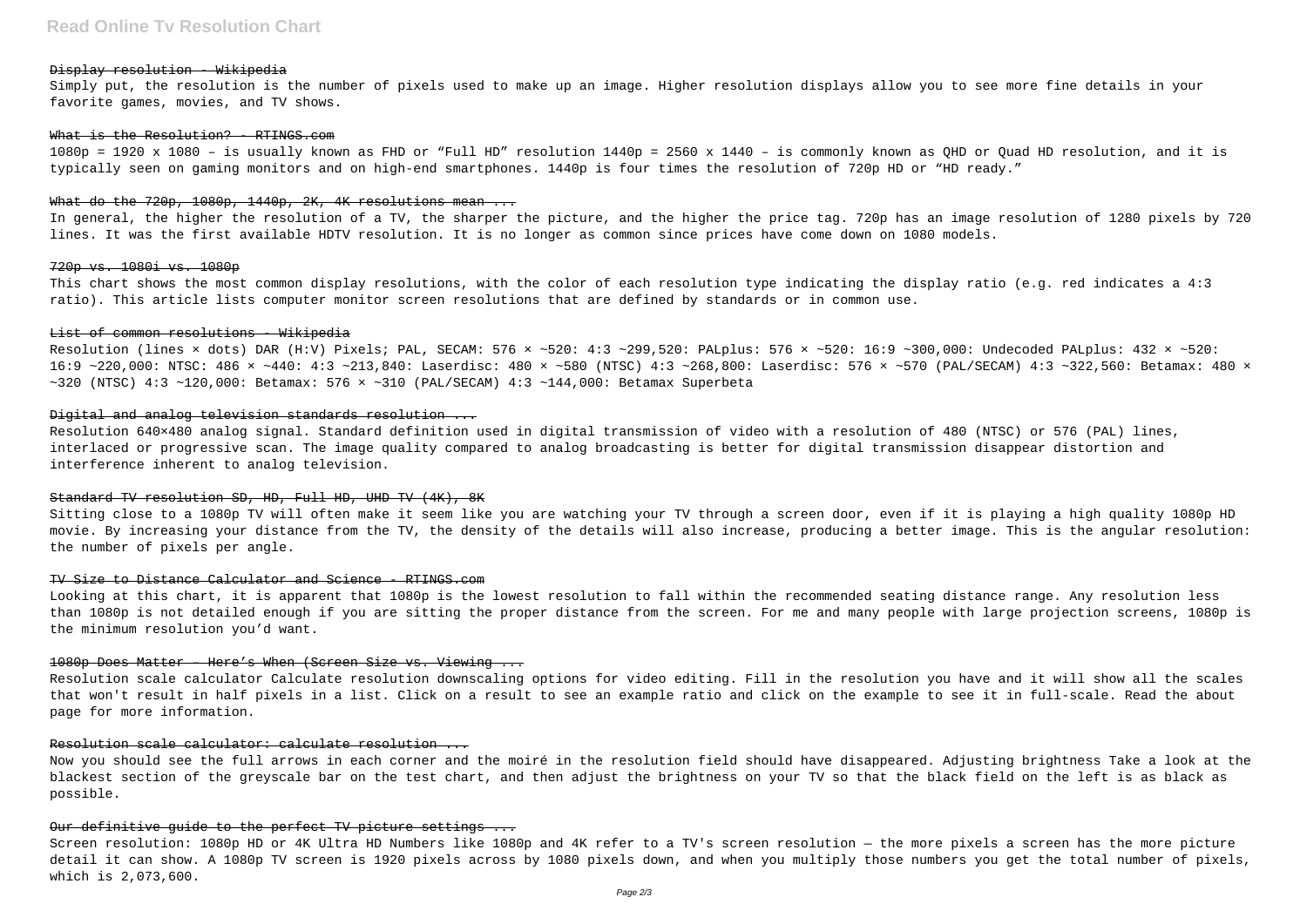#### Display resolution - Wikipedia

Simply put, the resolution is the number of pixels used to make up an image. Higher resolution displays allow you to see more fine details in your favorite games, movies, and TV shows.

#### What is the Resolution? - RTINGS.com

1080p = 1920 x 1080 – is usually known as FHD or "Full HD" resolution 1440p = 2560 x 1440 – is commonly known as QHD or Quad HD resolution, and it is typically seen on gaming monitors and on high-end smartphones. 1440p is four times the resolution of 720p HD or "HD ready."

#### What do the 720p, 1080p, 1440p, 2K, 4K resolutions mean ...

In general, the higher the resolution of a TV, the sharper the picture, and the higher the price tag. 720p has an image resolution of 1280 pixels by 720 lines. It was the first available HDTV resolution. It is no longer as common since prices have come down on 1080 models.

#### 720p vs. 1080i vs. 1080p

This chart shows the most common display resolutions, with the color of each resolution type indicating the display ratio (e.g. red indicates a 4:3 ratio). This article lists computer monitor screen resolutions that are defined by standards or in common use.

#### List of common resolutions - Wikipedia

Resolution (lines × dots) DAR (H:V) Pixels; PAL, SECAM: 576 × ~520: 4:3 ~299,520: PALplus: 576 × ~520: 16:9 ~300,000: Undecoded PALplus: 432 × ~520: 16:9 ~220,000: NTSC: 486 × ~440: 4:3 ~213,840: Laserdisc: 480 × ~580 (NTSC) 4:3 ~268,800: Laserdisc: 576 × ~570 (PAL/SECAM) 4:3 ~322,560: Betamax: 480 × ~320 (NTSC) 4:3 ~120,000: Betamax: 576 × ~310 (PAL/SECAM) 4:3 ~144,000: Betamax Superbeta

#### Digital and analog television standards resolution ...

Resolution 640×480 analog signal. Standard definition used in digital transmission of video with a resolution of 480 (NTSC) or 576 (PAL) lines, interlaced or progressive scan. The image quality compared to analog broadcasting is better for digital transmission disappear distortion and interference inherent to analog television.

#### Standard TV resolution SD, HD, Full HD, UHD TV (4K), 8K

Sitting close to a 1080p TV will often make it seem like you are watching your TV through a screen door, even if it is playing a high quality 1080p HD movie. By increasing your distance from the TV, the density of the details will also increase, producing a better image. This is the angular resolution: the number of pixels per angle.

#### TV Size to Distance Calculator and Science - RTINGS.com

Looking at this chart, it is apparent that 1080p is the lowest resolution to fall within the recommended seating distance range. Any resolution less than 1080p is not detailed enough if you are sitting the proper distance from the screen. For me and many people with large projection screens, 1080p is the minimum resolution you'd want.

#### 1080p Does Matter – Here's When (Screen Size vs. Viewing ...

Resolution scale calculator Calculate resolution downscaling options for video editing. Fill in the resolution you have and it will show all the scales that won't result in half pixels in a list. Click on a result to see an example ratio and click on the example to see it in full-scale. Read the about page for more information.

#### Resolution scale calculator: calculate resolution ...

Now you should see the full arrows in each corner and the moiré in the resolution field should have disappeared. Adjusting brightness Take a look at the blackest section of the greyscale bar on the test chart, and then adjust the brightness on your TV so that the black field on the left is as black as possible.

#### Our definitive guide to the perfect TV picture settings ...

Screen resolution: 1080p HD or 4K Ultra HD Numbers like 1080p and 4K refer to a TV's screen resolution — the more pixels a screen has the more picture detail it can show. A 1080p TV screen is 1920 pixels across by 1080 pixels down, and when you multiply those numbers you get the total number of pixels, which is 2,073,600.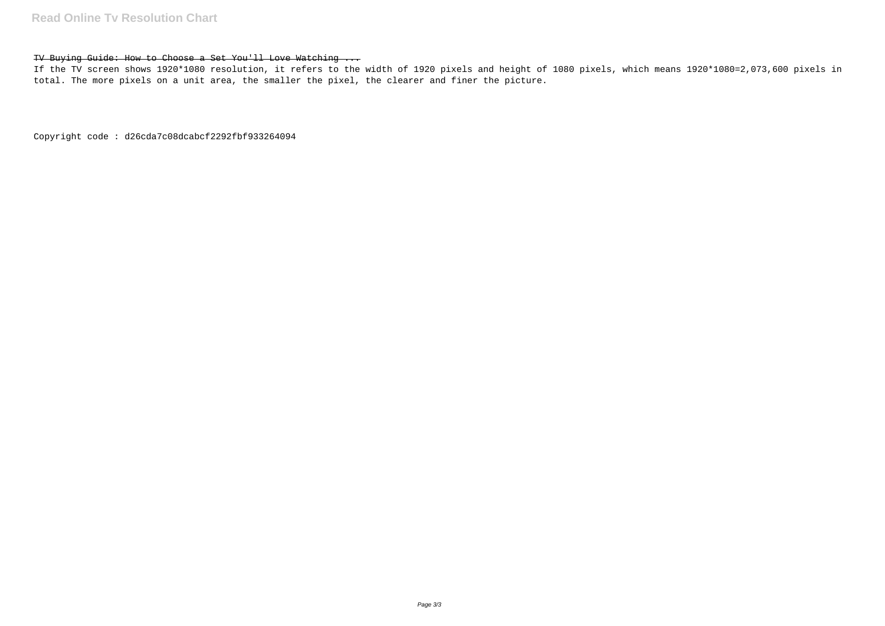~~TV Buying Guide: How to Choose a Set You'll Love Watching ...~~

If the TV screen shows 1920*1080 resolution, it refers to the width of 1920 pixels and height of 1080 pixels, which means 1920*1080=2,073,600 pixels in total. The more pixels on a unit area, the smaller the pixel, the clearer and finer the picture.

Copyright code : d26cda7c08dcabcf2292fbf933264094